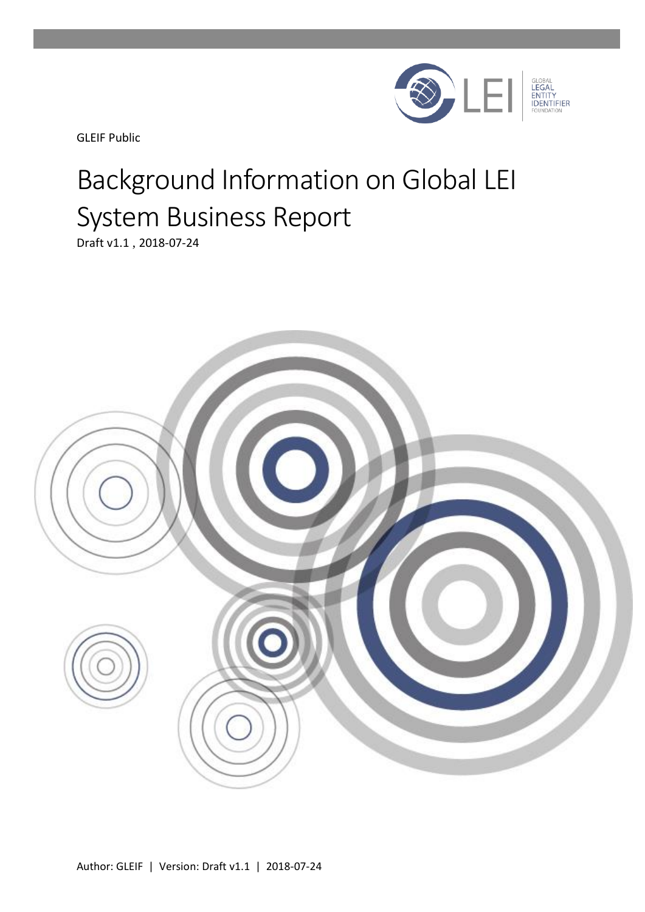GLEIF Public

# Background Information on Global LEI System Business Report

Draft v1.1 , 2018-07-24

Author: GLEIF | Version: Draft v1.1 | 2018-07-24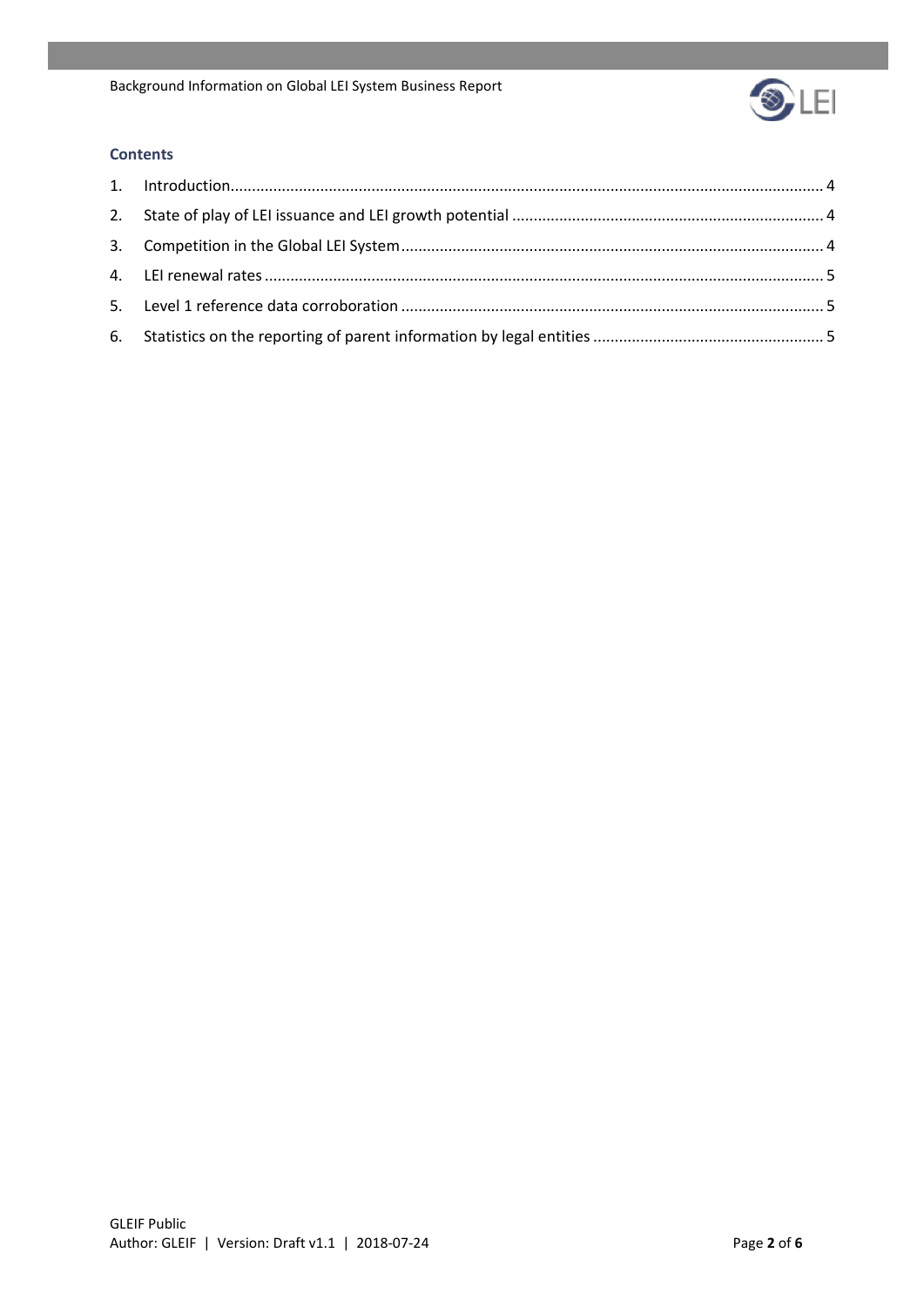## Contents

1. Introduction ..... 4
2. State of play of LEI issuance and LEI growth potential ..... 4
3. Competition in the Global LEI System ..... 4
4. LEI renewal rates ..... 5
5. Level 1 reference data corroboration ..... 5
6. Statistics on the reporting of parent information by legal entities ..... 5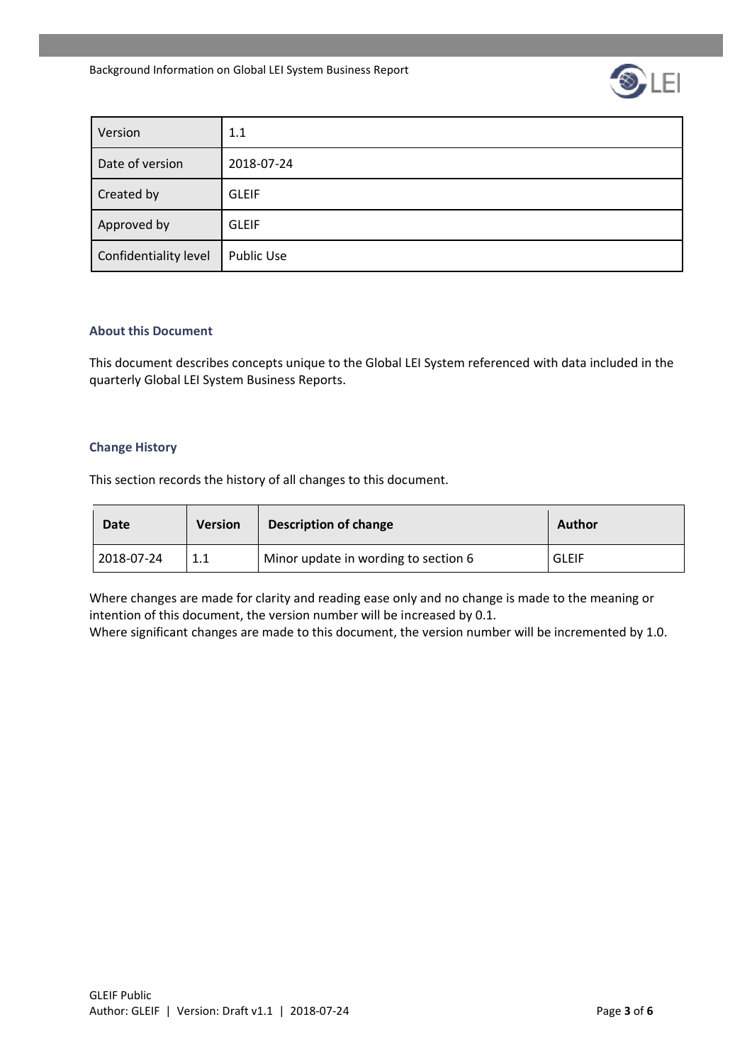| Version | 1.1 |
| --- | --- |
| Date of version | 2018-07-24 |
| Created by | GLEIF |
| Approved by | GLEIF |
| Confidentiality level | Public Use |

### About this Document

This document describes concepts unique to the Global LEI System referenced with data included in the quarterly Global LEI System Business Reports.

### Change History

This section records the history of all changes to this document.

| Date | Version | Description of change | Author |
| --- | --- | --- | --- |
| 2018-07-24 | 1.1 | Minor update in wording to section 6 | GLEIF |

Where changes are made for clarity and reading ease only and no change is made to the meaning or intention of this document, the version number will be increased by 0.1.
Where significant changes are made to this document, the version number will be incremented by 1.0.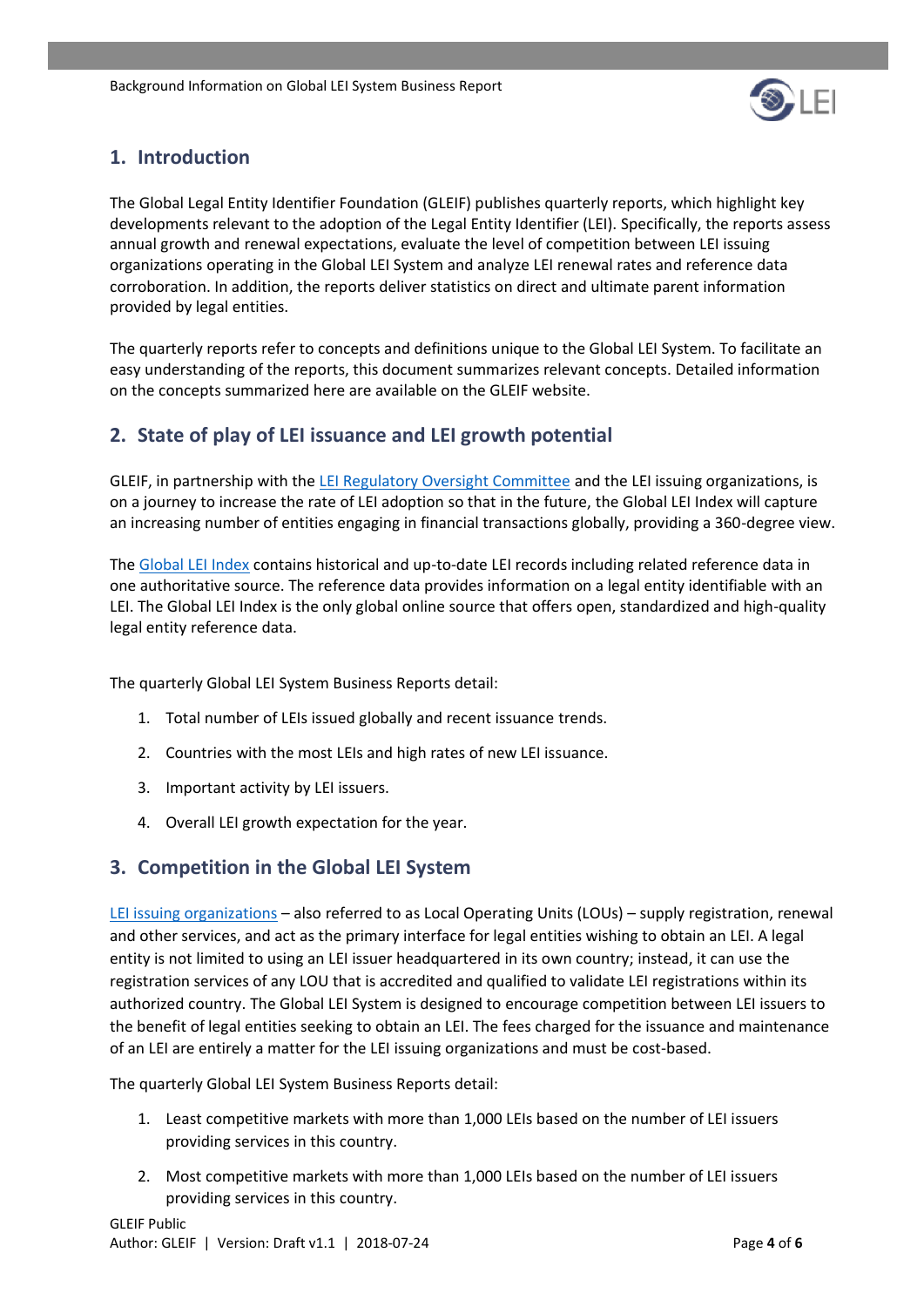## 1. Introduction

The Global Legal Entity Identifier Foundation (GLEIF) publishes quarterly reports, which highlight key developments relevant to the adoption of the Legal Entity Identifier (LEI). Specifically, the reports assess annual growth and renewal expectations, evaluate the level of competition between LEI issuing organizations operating in the Global LEI System and analyze LEI renewal rates and reference data corroboration. In addition, the reports deliver statistics on direct and ultimate parent information provided by legal entities.

The quarterly reports refer to concepts and definitions unique to the Global LEI System. To facilitate an easy understanding of the reports, this document summarizes relevant concepts. Detailed information on the concepts summarized here are available on the GLEIF website.

## 2. State of play of LEI issuance and LEI growth potential

GLEIF, in partnership with the LEI Regulatory Oversight Committee and the LEI issuing organizations, is on a journey to increase the rate of LEI adoption so that in the future, the Global LEI Index will capture an increasing number of entities engaging in financial transactions globally, providing a 360-degree view.

The Global LEI Index contains historical and up-to-date LEI records including related reference data in one authoritative source. The reference data provides information on a legal entity identifiable with an LEI. The Global LEI Index is the only global online source that offers open, standardized and high-quality legal entity reference data.

The quarterly Global LEI System Business Reports detail:

1. Total number of LEIs issued globally and recent issuance trends.
2. Countries with the most LEIs and high rates of new LEI issuance.
3. Important activity by LEI issuers.
4. Overall LEI growth expectation for the year.

## 3. Competition in the Global LEI System

LEI issuing organizations – also referred to as Local Operating Units (LOUs) – supply registration, renewal and other services, and act as the primary interface for legal entities wishing to obtain an LEI. A legal entity is not limited to using an LEI issuer headquartered in its own country; instead, it can use the registration services of any LOU that is accredited and qualified to validate LEI registrations within its authorized country. The Global LEI System is designed to encourage competition between LEI issuers to the benefit of legal entities seeking to obtain an LEI. The fees charged for the issuance and maintenance of an LEI are entirely a matter for the LEI issuing organizations and must be cost-based.

The quarterly Global LEI System Business Reports detail:

1. Least competitive markets with more than 1,000 LEIs based on the number of LEI issuers providing services in this country.
2. Most competitive markets with more than 1,000 LEIs based on the number of LEI issuers providing services in this country.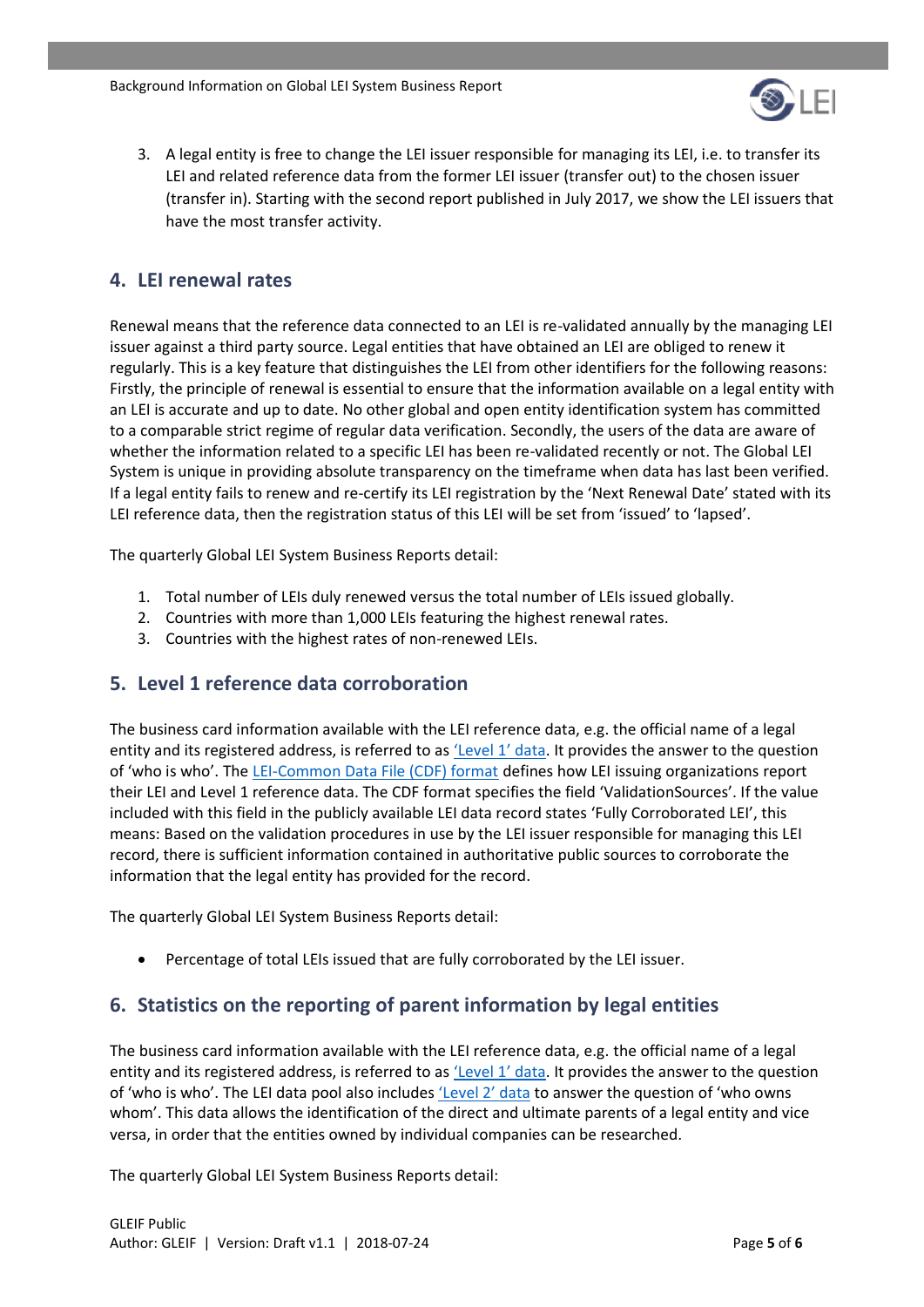3. A legal entity is free to change the LEI issuer responsible for managing its LEI, i.e. to transfer its LEI and related reference data from the former LEI issuer (transfer out) to the chosen issuer (transfer in). Starting with the second report published in July 2017, we show the LEI issuers that have the most transfer activity.

## 4. LEI renewal rates

Renewal means that the reference data connected to an LEI is re-validated annually by the managing LEI issuer against a third party source. Legal entities that have obtained an LEI are obliged to renew it regularly. This is a key feature that distinguishes the LEI from other identifiers for the following reasons: Firstly, the principle of renewal is essential to ensure that the information available on a legal entity with an LEI is accurate and up to date. No other global and open entity identification system has committed to a comparable strict regime of regular data verification. Secondly, the users of the data are aware of whether the information related to a specific LEI has been re-validated recently or not. The Global LEI System is unique in providing absolute transparency on the timeframe when data has last been verified. If a legal entity fails to renew and re-certify its LEI registration by the 'Next Renewal Date' stated with its LEI reference data, then the registration status of this LEI will be set from 'issued' to 'lapsed'.

The quarterly Global LEI System Business Reports detail:

1. Total number of LEIs duly renewed versus the total number of LEIs issued globally.
2. Countries with more than 1,000 LEIs featuring the highest renewal rates.
3. Countries with the highest rates of non-renewed LEIs.

## 5. Level 1 reference data corroboration

The business card information available with the LEI reference data, e.g. the official name of a legal entity and its registered address, is referred to as 'Level 1' data. It provides the answer to the question of 'who is who'. The LEI-Common Data File (CDF) format defines how LEI issuing organizations report their LEI and Level 1 reference data. The CDF format specifies the field 'ValidationSources'. If the value included with this field in the publicly available LEI data record states 'Fully Corroborated LEI', this means: Based on the validation procedures in use by the LEI issuer responsible for managing this LEI record, there is sufficient information contained in authoritative public sources to corroborate the information that the legal entity has provided for the record.

The quarterly Global LEI System Business Reports detail:

- Percentage of total LEIs issued that are fully corroborated by the LEI issuer.

## 6. Statistics on the reporting of parent information by legal entities

The business card information available with the LEI reference data, e.g. the official name of a legal entity and its registered address, is referred to as 'Level 1' data. It provides the answer to the question of 'who is who'. The LEI data pool also includes 'Level 2' data to answer the question of 'who owns whom'. This data allows the identification of the direct and ultimate parents of a legal entity and vice versa, in order that the entities owned by individual companies can be researched.

The quarterly Global LEI System Business Reports detail: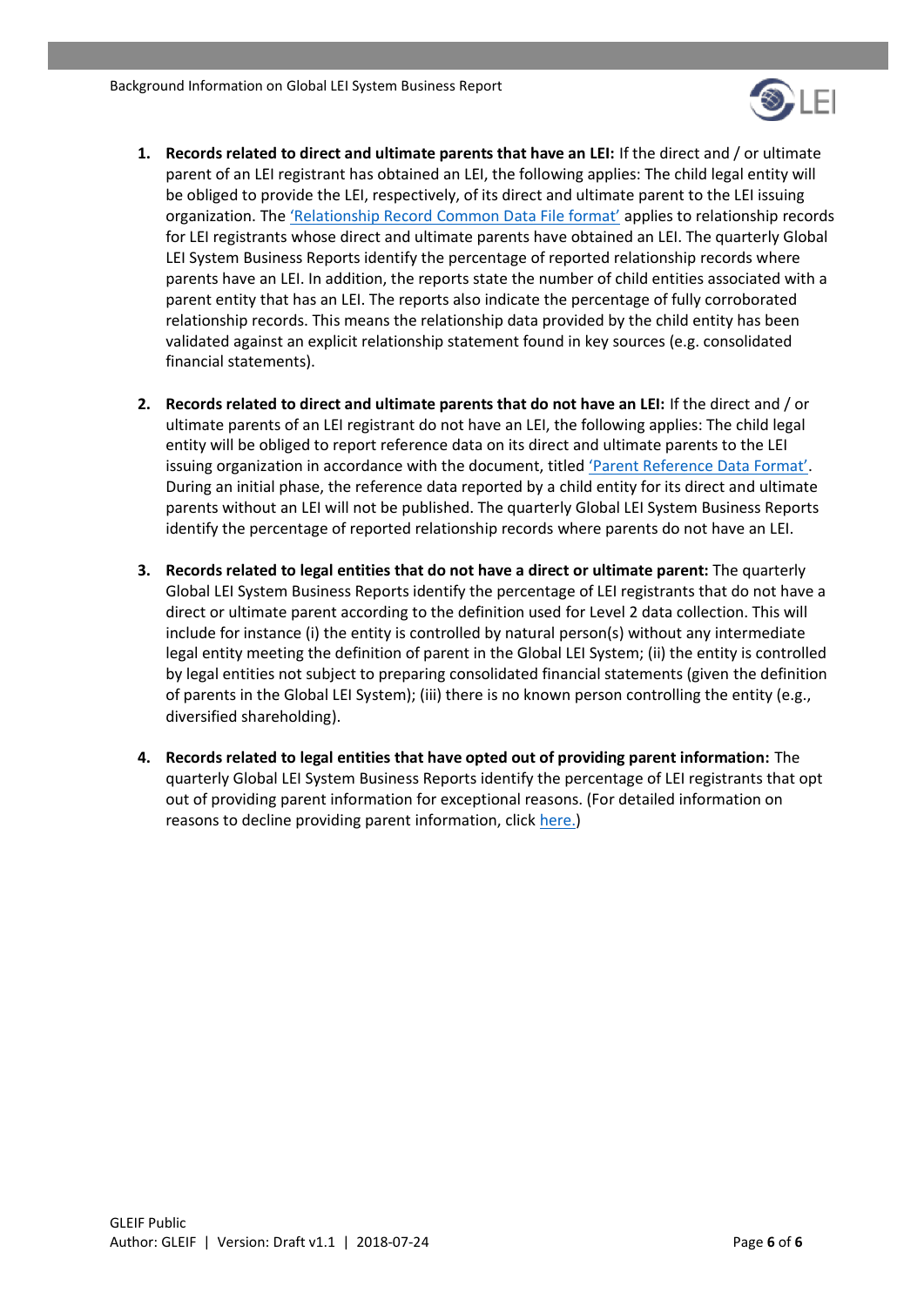1. **Records related to direct and ultimate parents that have an LEI:** If the direct and / or ultimate parent of an LEI registrant has obtained an LEI, the following applies: The child legal entity will be obliged to provide the LEI, respectively, of its direct and ultimate parent to the LEI issuing organization. The 'Relationship Record Common Data File format' applies to relationship records for LEI registrants whose direct and ultimate parents have obtained an LEI. The quarterly Global LEI System Business Reports identify the percentage of reported relationship records where parents have an LEI. In addition, the reports state the number of child entities associated with a parent entity that has an LEI. The reports also indicate the percentage of fully corroborated relationship records. This means the relationship data provided by the child entity has been validated against an explicit relationship statement found in key sources (e.g. consolidated financial statements).

2. **Records related to direct and ultimate parents that do not have an LEI:** If the direct and / or ultimate parents of an LEI registrant do not have an LEI, the following applies: The child legal entity will be obliged to report reference data on its direct and ultimate parents to the LEI issuing organization in accordance with the document, titled 'Parent Reference Data Format'. During an initial phase, the reference data reported by a child entity for its direct and ultimate parents without an LEI will not be published. The quarterly Global LEI System Business Reports identify the percentage of reported relationship records where parents do not have an LEI.

3. **Records related to legal entities that do not have a direct or ultimate parent:** The quarterly Global LEI System Business Reports identify the percentage of LEI registrants that do not have a direct or ultimate parent according to the definition used for Level 2 data collection. This will include for instance (i) the entity is controlled by natural person(s) without any intermediate legal entity meeting the definition of parent in the Global LEI System; (ii) the entity is controlled by legal entities not subject to preparing consolidated financial statements (given the definition of parents in the Global LEI System); (iii) there is no known person controlling the entity (e.g., diversified shareholding).

4. **Records related to legal entities that have opted out of providing parent information:** The quarterly Global LEI System Business Reports identify the percentage of LEI registrants that opt out of providing parent information for exceptional reasons. (For detailed information on reasons to decline providing parent information, click here.)